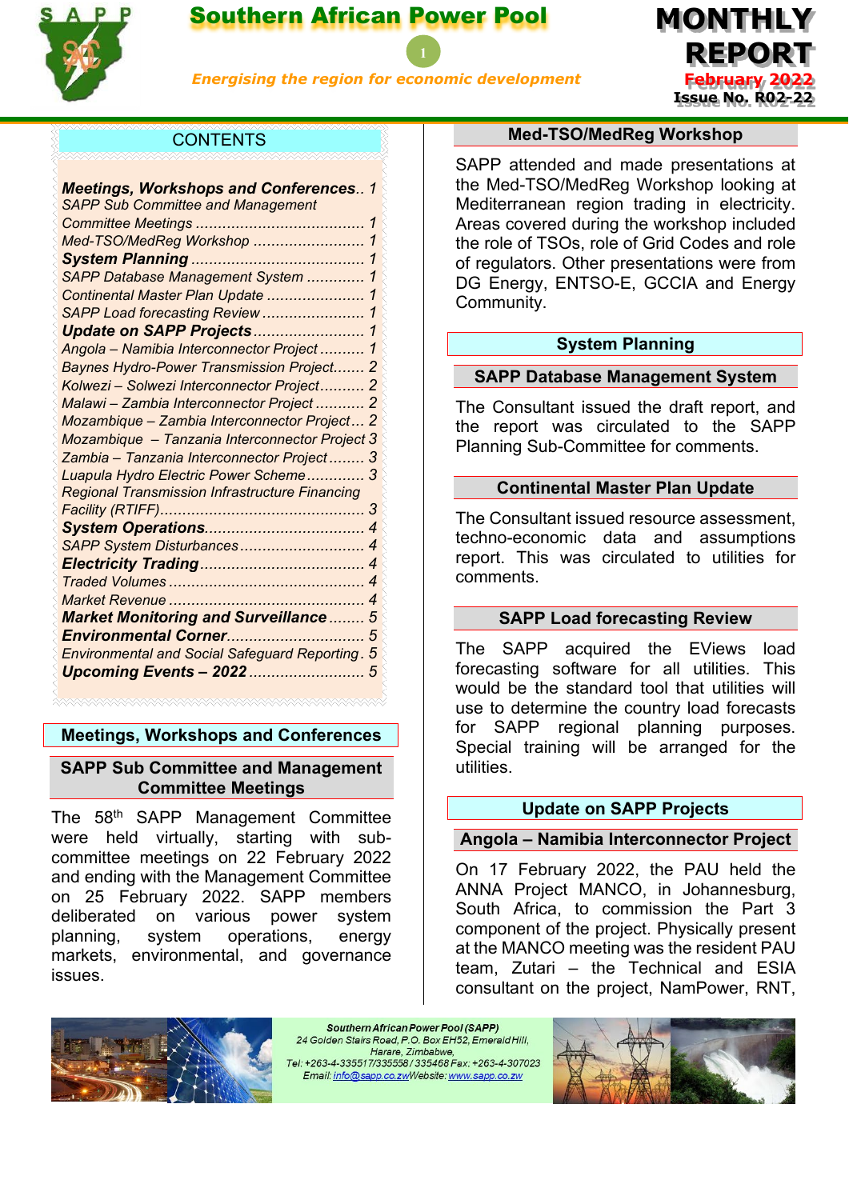# Southern African Power Pool

*Energising the region for economic development*

**MONTHLY REPORT**
**February 2022**
**Issue No. R02-22**

## CONTENTS

| | |
|---|---|
| ***Meetings, Workshops and Conferences*** | 1 |
| *SAPP Sub Committee and Management Committee Meetings* | 1 |
| *Med-TSO/MedReg Workshop* | 1 |
| ***System Planning*** | 1 |
| *SAPP Database Management System* | 1 |
| *Continental Master Plan Update* | 1 |
| *SAPP Load forecasting Review* | 1 |
| ***Update on SAPP Projects*** | 1 |
| *Angola – Namibia Interconnector Project* | 1 |
| *Baynes Hydro-Power Transmission Project* | 2 |
| *Kolwezi – Solwezi Interconnector Project* | 2 |
| *Malawi – Zambia Interconnector Project* | 2 |
| *Mozambique – Zambia Interconnector Project* | 2 |
| *Mozambique – Tanzania Interconnector Project* | 3 |
| *Zambia – Tanzania Interconnector Project* | 3 |
| *Luapula Hydro Electric Power Scheme* | 3 |
| *Regional Transmission Infrastructure Financing Facility (RTIFF)* | 3 |
| ***System Operations*** | 4 |
| *SAPP System Disturbances* | 4 |
| ***Electricity Trading*** | 4 |
| *Traded Volumes* | 4 |
| *Market Revenue* | 4 |
| ***Market Monitoring and Surveillance*** | 5 |
| ***Environmental Corner*** | 5 |
| *Environmental and Social Safeguard Reporting* | 5 |
| ***Upcoming Events – 2022*** | 5 |

## Meetings, Workshops and Conferences

### SAPP Sub Committee and Management Committee Meetings

The 58th SAPP Management Committee were held virtually, starting with sub-committee meetings on 22 February 2022 and ending with the Management Committee on 25 February 2022. SAPP members deliberated on various power system planning, system operations, energy markets, environmental, and governance issues.

### Med-TSO/MedReg Workshop

SAPP attended and made presentations at the Med-TSO/MedReg Workshop looking at Mediterranean region trading in electricity. Areas covered during the workshop included the role of TSOs, role of Grid Codes and role of regulators. Other presentations were from DG Energy, ENTSO-E, GCCIA and Energy Community.

## System Planning

### SAPP Database Management System

The Consultant issued the draft report, and the report was circulated to the SAPP Planning Sub-Committee for comments.

### Continental Master Plan Update

The Consultant issued resource assessment, techno-economic data and assumptions report. This was circulated to utilities for comments.

### SAPP Load forecasting Review

The SAPP acquired the EViews load forecasting software for all utilities. This would be the standard tool that utilities will use to determine the country load forecasts for SAPP regional planning purposes. Special training will be arranged for the utilities.

## Update on SAPP Projects

### Angola – Namibia Interconnector Project

On 17 February 2022, the PAU held the ANNA Project MANCO, in Johannesburg, South Africa, to commission the Part 3 component of the project. Physically present at the MANCO meeting was the resident PAU team, Zutari – the Technical and ESIA consultant on the project, NamPower, RNT,

*Southern African Power Pool (SAPP)*
*24 Golden Stairs Road, P.O. Box EH52, Emerald Hill, Harare, Zimbabwe,*
*Tel: +263-4-335517/335558 / 335468 Fax: +263-4-307023*
*Email: info@sapp.co.zw Website: www.sapp.co.zw*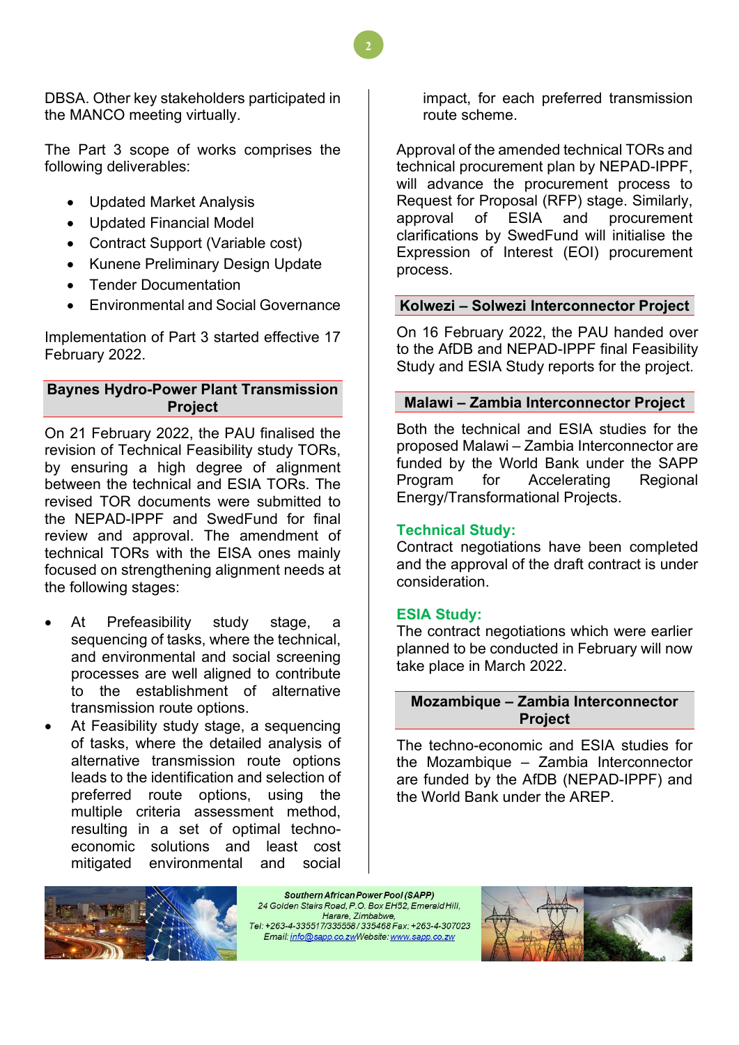DBSA. Other key stakeholders participated in the MANCO meeting virtually.

The Part 3 scope of works comprises the following deliverables:

- Updated Market Analysis
- Updated Financial Model
- Contract Support (Variable cost)
- Kunene Preliminary Design Update
- Tender Documentation
- Environmental and Social Governance

Implementation of Part 3 started effective 17 February 2022.

## Baynes Hydro-Power Plant Transmission Project

On 21 February 2022, the PAU finalised the revision of Technical Feasibility study TORs, by ensuring a high degree of alignment between the technical and ESIA TORs. The revised TOR documents were submitted to the NEPAD-IPPF and SwedFund for final review and approval. The amendment of technical TORs with the EISA ones mainly focused on strengthening alignment needs at the following stages:

- At Prefeasibility study stage, a sequencing of tasks, where the technical, and environmental and social screening processes are well aligned to contribute to the establishment of alternative transmission route options.
- At Feasibility study stage, a sequencing of tasks, where the detailed analysis of alternative transmission route options leads to the identification and selection of preferred route options, using the multiple criteria assessment method, resulting in a set of optimal techno-economic solutions and least cost mitigated environmental and social impact, for each preferred transmission route scheme.

Approval of the amended technical TORs and technical procurement plan by NEPAD-IPPF, will advance the procurement process to Request for Proposal (RFP) stage. Similarly, approval of ESIA and procurement clarifications by SwedFund will initialise the Expression of Interest (EOI) procurement process.

## Kolwezi – Solwezi Interconnector Project

On 16 February 2022, the PAU handed over to the AfDB and NEPAD-IPPF final Feasibility Study and ESIA Study reports for the project.

## Malawi – Zambia Interconnector Project

Both the technical and ESIA studies for the proposed Malawi – Zambia Interconnector are funded by the World Bank under the SAPP Program for Accelerating Regional Energy/Transformational Projects.

### Technical Study:

Contract negotiations have been completed and the approval of the draft contract is under consideration.

### ESIA Study:

The contract negotiations which were earlier planned to be conducted in February will now take place in March 2022.

## Mozambique – Zambia Interconnector Project

The techno-economic and ESIA studies for the Mozambique – Zambia Interconnector are funded by the AfDB (NEPAD-IPPF) and the World Bank under the AREP.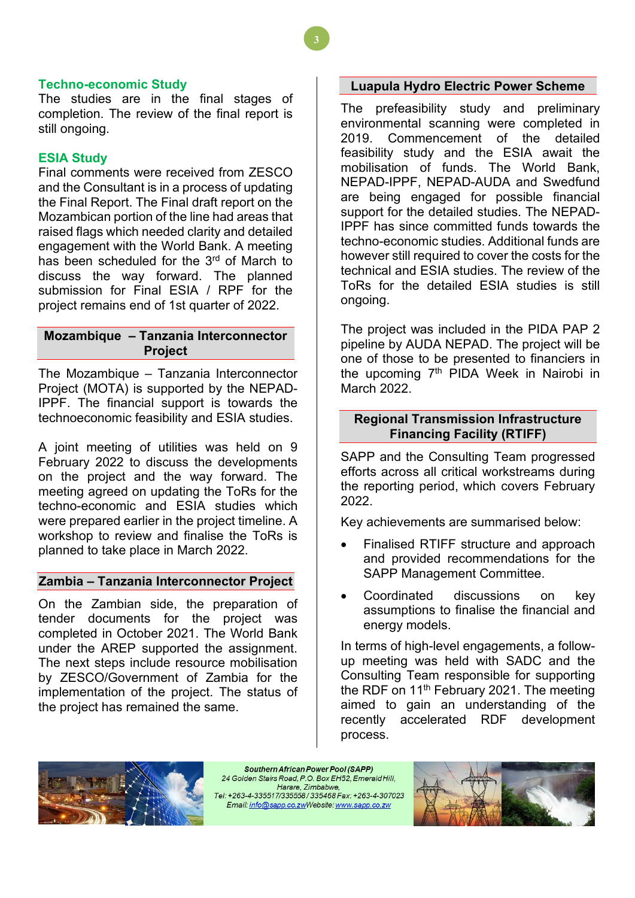### Techno-economic Study

The studies are in the final stages of completion. The review of the final report is still ongoing.

### ESIA Study

Final comments were received from ZESCO and the Consultant is in a process of updating the Final Report. The Final draft report on the Mozambican portion of the line had areas that raised flags which needed clarity and detailed engagement with the World Bank. A meeting has been scheduled for the 3rd of March to discuss the way forward. The planned submission for Final ESIA / RPF for the project remains end of 1st quarter of 2022.

## Mozambique – Tanzania Interconnector Project

The Mozambique – Tanzania Interconnector Project (MOTA) is supported by the NEPAD-IPPF. The financial support is towards the technoeconomic feasibility and ESIA studies.

A joint meeting of utilities was held on 9 February 2022 to discuss the developments on the project and the way forward. The meeting agreed on updating the ToRs for the techno-economic and ESIA studies which were prepared earlier in the project timeline. A workshop to review and finalise the ToRs is planned to take place in March 2022.

## Zambia – Tanzania Interconnector Project

On the Zambian side, the preparation of tender documents for the project was completed in October 2021. The World Bank under the AREP supported the assignment. The next steps include resource mobilisation by ZESCO/Government of Zambia for the implementation of the project. The status of the project has remained the same.

## Luapula Hydro Electric Power Scheme

The prefeasibility study and preliminary environmental scanning were completed in 2019. Commencement of the detailed feasibility study and the ESIA await the mobilisation of funds. The World Bank, NEPAD-IPPF, NEPAD-AUDA and Swedfund are being engaged for possible financial support for the detailed studies. The NEPAD-IPPF has since committed funds towards the techno-economic studies. Additional funds are however still required to cover the costs for the technical and ESIA studies. The review of the ToRs for the detailed ESIA studies is still ongoing.

The project was included in the PIDA PAP 2 pipeline by AUDA NEPAD. The project will be one of those to be presented to financiers in the upcoming 7th PIDA Week in Nairobi in March 2022.

## Regional Transmission Infrastructure Financing Facility (RTIFF)

SAPP and the Consulting Team progressed efforts across all critical workstreams during the reporting period, which covers February 2022.

Key achievements are summarised below:

- Finalised RTIFF structure and approach and provided recommendations for the SAPP Management Committee.
- Coordinated discussions on key assumptions to finalise the financial and energy models.

In terms of high-level engagements, a follow-up meeting was held with SADC and the Consulting Team responsible for supporting the RDF on 11th February 2021. The meeting aimed to gain an understanding of the recently accelerated RDF development process.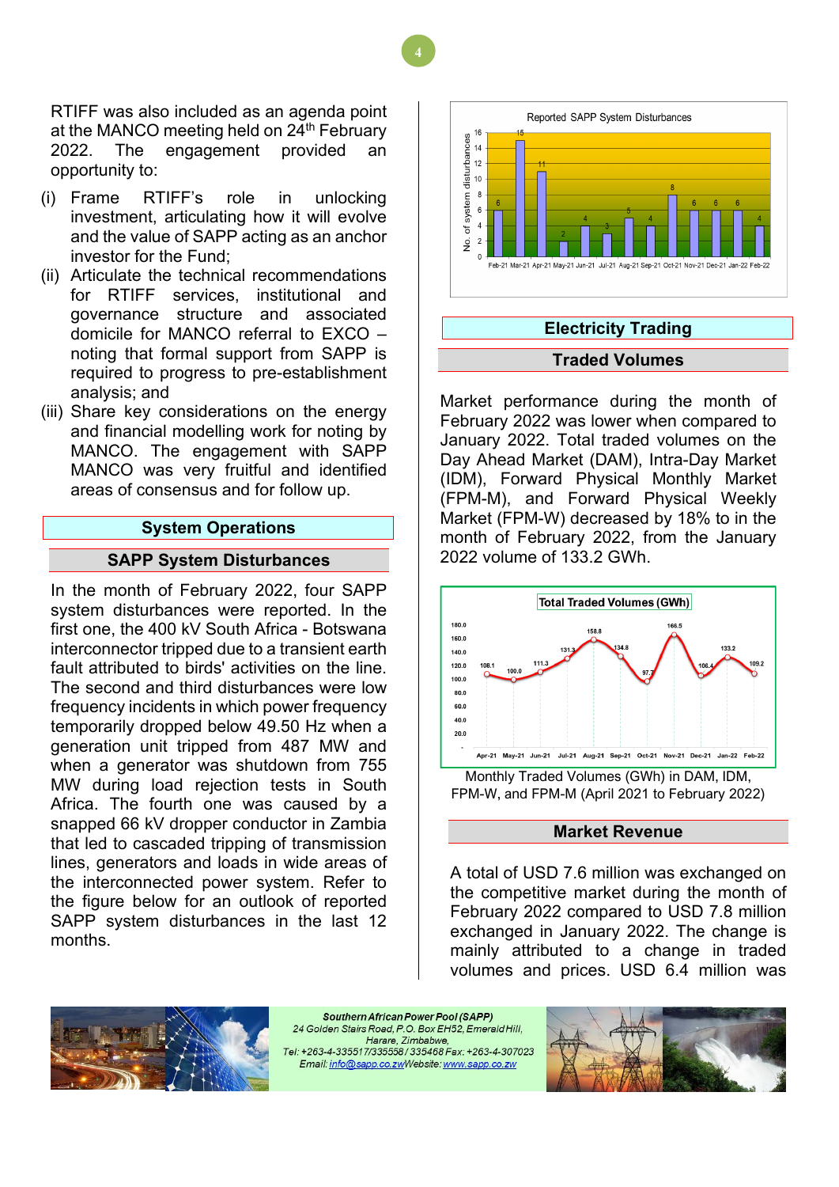RTIFF was also included as an agenda point at the MANCO meeting held on 24th February 2022. The engagement provided an opportunity to:

(i) Frame RTIFF's role in unlocking investment, articulating how it will evolve and the value of SAPP acting as an anchor investor for the Fund;

(ii) Articulate the technical recommendations for RTIFF services, institutional and governance structure and associated domicile for MANCO referral to EXCO – noting that formal support from SAPP is required to progress to pre-establishment analysis; and

(iii) Share key considerations on the energy and financial modelling work for noting by MANCO. The engagement with SAPP MANCO was very fruitful and identified areas of consensus and for follow up.

## System Operations

### SAPP System Disturbances

In the month of February 2022, four SAPP system disturbances were reported. In the first one, the 400 kV South Africa - Botswana interconnector tripped due to a transient earth fault attributed to birds' activities on the line. The second and third disturbances were low frequency incidents in which power frequency temporarily dropped below 49.50 Hz when a generation unit tripped from 487 MW and when a generator was shutdown from 755 MW during load rejection tests in South Africa. The fourth one was caused by a snapped 66 kV dropper conductor in Zambia that led to cascaded tripping of transmission lines, generators and loads in wide areas of the interconnected power system. Refer to the figure below for an outlook of reported SAPP system disturbances in the last 12 months.

Reported SAPP System Disturbances

| Month | No. of system disturbances |
|---|---|
| Feb-21 | 6 |
| Mar-21 | 15 |
| Apr-21 | 11 |
| May-21 | 2 |
| Jun-21 | 4 |
| Jul-21 | 3 |
| Aug-21 | 5 |
| Sep-21 | 4 |
| Oct-21 | 8 |
| Nov-21 | 6 |
| Dec-21 | 6 |
| Jan-22 | 6 |
| Feb-22 | 4 |

## Electricity Trading

### Traded Volumes

Market performance during the month of February 2022 was lower when compared to January 2022. Total traded volumes on the Day Ahead Market (DAM), Intra-Day Market (IDM), Forward Physical Monthly Market (FPM-M), and Forward Physical Weekly Market (FPM-W) decreased by 18% to in the month of February 2022, from the January 2022 volume of 133.2 GWh.

Total Traded Volumes (GWh)

| Month | GWh |
|---|---|
| Apr-21 | 108.1 |
| May-21 | 100.0 |
| Jun-21 | 111.3 |
| Jul-21 | 131.3 |
| Aug-21 | 158.8 |
| Sep-21 | 134.8 |
| Oct-21 | 97.7 |
| Nov-21 | 166.5 |
| Dec-21 | 106.4 |
| Jan-22 | 133.2 |
| Feb-22 | 109.2 |

Monthly Traded Volumes (GWh) in DAM, IDM, FPM-W, and FPM-M (April 2021 to February 2022)

### Market Revenue

A total of USD 7.6 million was exchanged on the competitive market during the month of February 2022 compared to USD 7.8 million exchanged in January 2022. The change is mainly attributed to a change in traded volumes and prices. USD 6.4 million was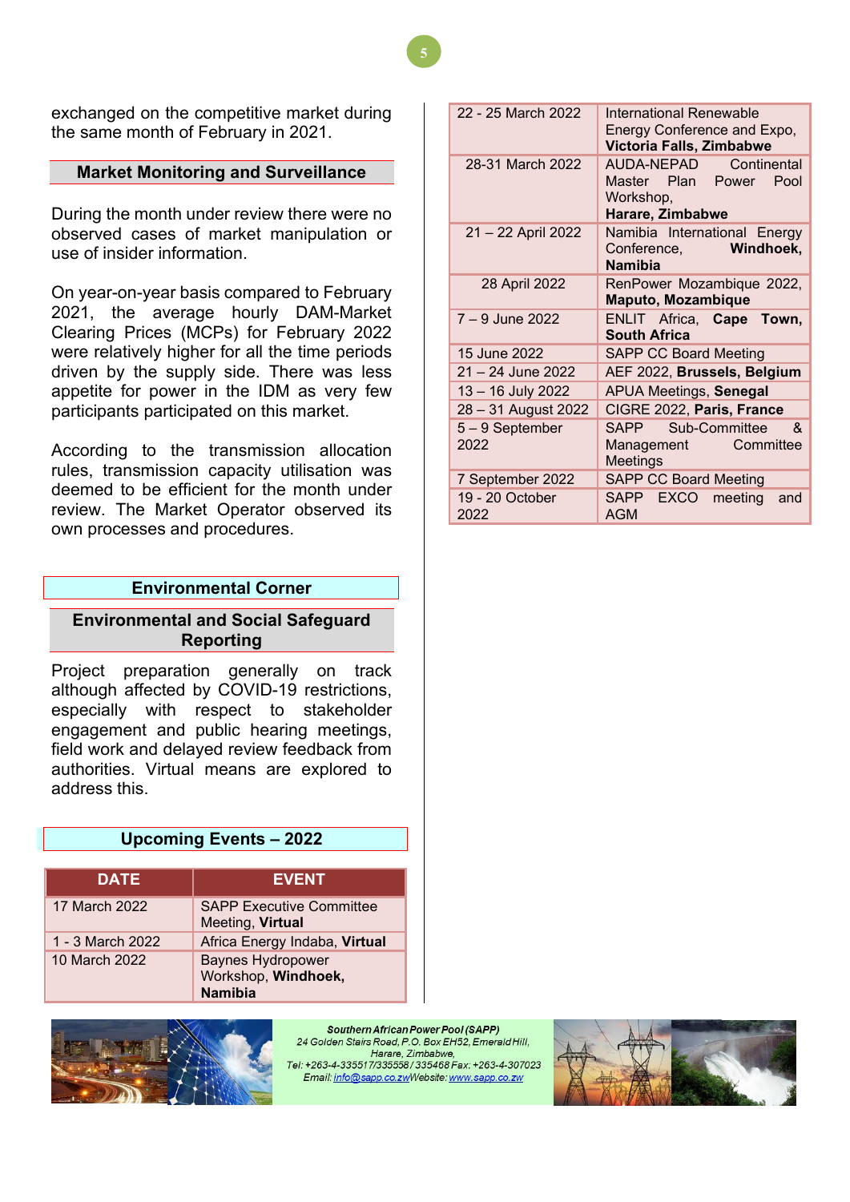exchanged on the competitive market during the same month of February in 2021.

## Market Monitoring and Surveillance

During the month under review there were no observed cases of market manipulation or use of insider information.

On year-on-year basis compared to February 2021, the average hourly DAM-Market Clearing Prices (MCPs) for February 2022 were relatively higher for all the time periods driven by the supply side. There was less appetite for power in the IDM as very few participants participated on this market.

According to the transmission allocation rules, transmission capacity utilisation was deemed to be efficient for the month under review. The Market Operator observed its own processes and procedures.

## Environmental Corner

### Environmental and Social Safeguard Reporting

Project preparation generally on track although affected by COVID-19 restrictions, especially with respect to stakeholder engagement and public hearing meetings, field work and delayed review feedback from authorities. Virtual means are explored to address this.

## Upcoming Events – 2022

| DATE | EVENT |
|---|---|
| 17 March 2022 | SAPP Executive Committee Meeting, **Virtual** |
| 1 - 3 March 2022 | Africa Energy Indaba, **Virtual** |
| 10 March 2022 | Baynes Hydropower Workshop, **Windhoek, Namibia** |
| 22 - 25 March 2022 | International Renewable Energy Conference and Expo, **Victoria Falls, Zimbabwe** |
| 28-31 March 2022 | AUDA-NEPAD Continental Master Plan Power Pool Workshop, **Harare, Zimbabwe** |
| 21 – 22 April 2022 | Namibia International Energy Conference, **Windhoek, Namibia** |
| 28 April 2022 | RenPower Mozambique 2022, **Maputo, Mozambique** |
| 7 – 9 June 2022 | ENLIT Africa, **Cape Town, South Africa** |
| 15 June 2022 | SAPP CC Board Meeting |
| 21 – 24 June 2022 | AEF 2022, **Brussels, Belgium** |
| 13 – 16 July 2022 | APUA Meetings, **Senegal** |
| 28 – 31 August 2022 | CIGRE 2022, **Paris, France** |
| 5 – 9 September 2022 | SAPP Sub-Committee & Management Committee Meetings |
| 7 September 2022 | SAPP CC Board Meeting |
| 19 - 20 October 2022 | SAPP EXCO meeting and AGM |

*Southern African Power Pool (SAPP)*
*24 Golden Stairs Road, P.O. Box EH52, Emerald Hill, Harare, Zimbabwe,*
*Tel: +263-4-335517/335558 / 335468 Fax: +263-4-307023*
*Email: info@sapp.co.zw Website: www.sapp.co.zw*